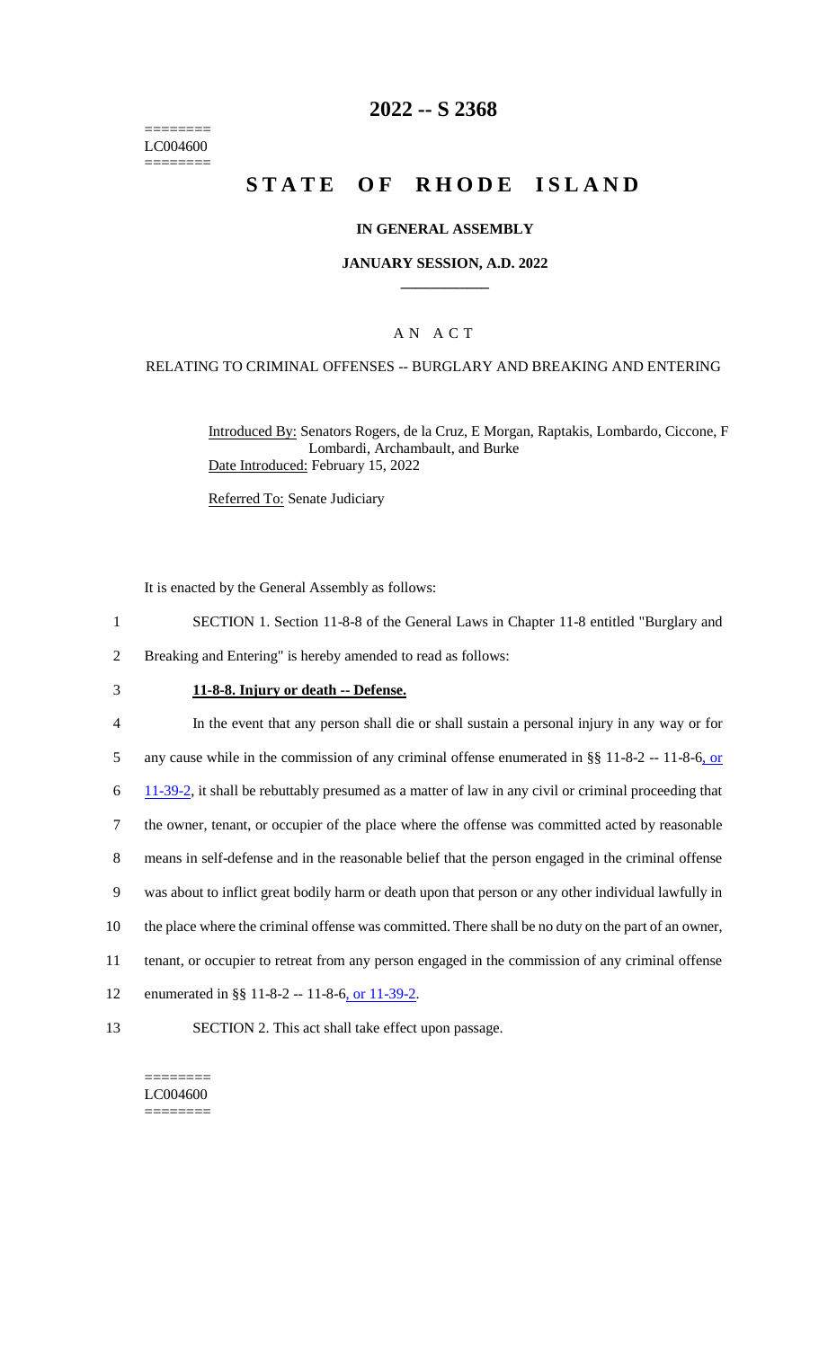========
LC004600
========

# 2022 -- S 2368

# STATE OF RHODE ISLAND

## IN GENERAL ASSEMBLY

### JANUARY SESSION, A.D. 2022

---

### A N A C T

RELATING TO CRIMINAL OFFENSES -- BURGLARY AND BREAKING AND ENTERING

Introduced By: Senators Rogers, de la Cruz, E Morgan, Raptakis, Lombardo, Ciccone, F Lombardi, Archambault, and Burke

Date Introduced: February 15, 2022

Referred To: Senate Judiciary

It is enacted by the General Assembly as follows:

1 SECTION 1. Section 11-8-8 of the General Laws in Chapter 11-8 entitled "Burglary and
2 Breaking and Entering" is hereby amended to read as follows:

3 **11-8-8. Injury or death -- Defense.**

4 In the event that any person shall die or shall sustain a personal injury in any way or for
5 any cause while in the commission of any criminal offense enumerated in §§ 11-8-2 -- 11-8-6, or
6 11-39-2, it shall be rebuttably presumed as a matter of law in any civil or criminal proceeding that
7 the owner, tenant, or occupier of the place where the offense was committed acted by reasonable
8 means in self-defense and in the reasonable belief that the person engaged in the criminal offense
9 was about to inflict great bodily harm or death upon that person or any other individual lawfully in
10 the place where the criminal offense was committed. There shall be no duty on the part of an owner,
11 tenant, or occupier to retreat from any person engaged in the commission of any criminal offense
12 enumerated in §§ 11-8-2 -- 11-8-6, or 11-39-2.

13 SECTION 2. This act shall take effect upon passage.

========
LC004600
========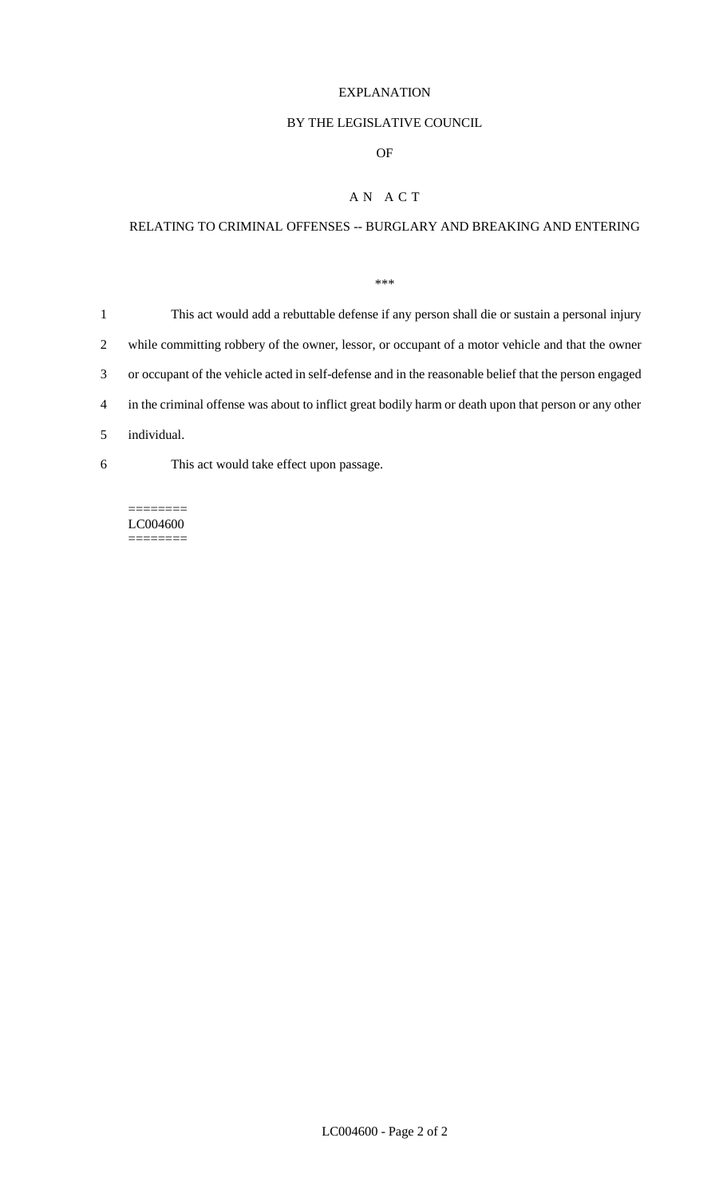EXPLANATION

BY THE LEGISLATIVE COUNCIL

OF

A N A C T

RELATING TO CRIMINAL OFFENSES -- BURGLARY AND BREAKING AND ENTERING

\*\*\*

This act would add a rebuttable defense if any person shall die or sustain a personal injury while committing robbery of the owner, lessor, or occupant of a motor vehicle and that the owner or occupant of the vehicle acted in self-defense and in the reasonable belief that the person engaged in the criminal offense was about to inflict great bodily harm or death upon that person or any other individual.

This act would take effect upon passage.

========
LC004600
========